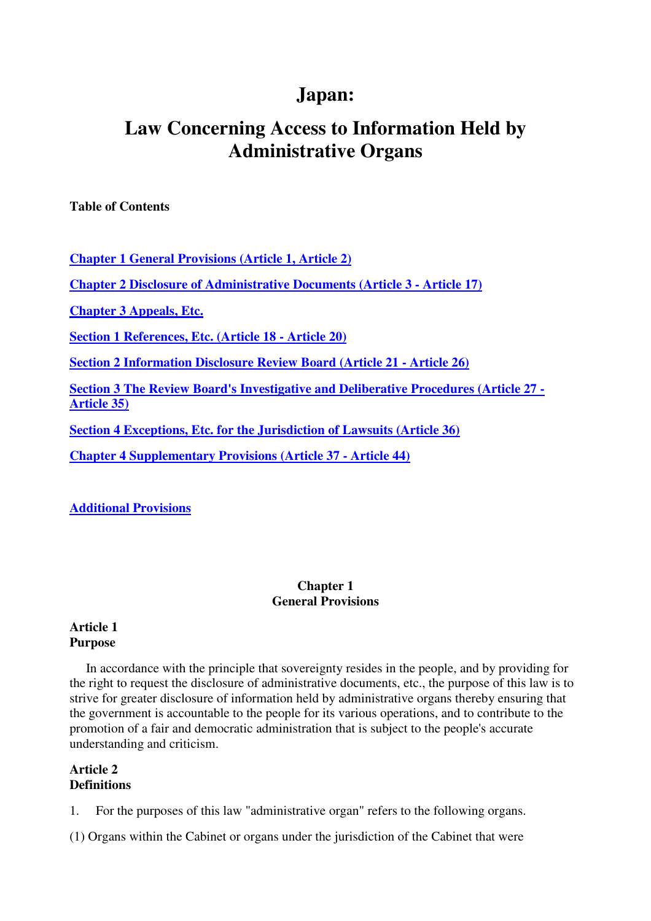# Japan:

# Law Concerning Access to Information Held by Administrative Organs

**Table of Contents**

**Chapter 1 General Provisions (Article 1, Article 2)**

**Chapter 2 Disclosure of Administrative Documents (Article 3 - Article 17)**

**Chapter 3 Appeals, Etc.**

**Section 1 References, Etc. (Article 18 - Article 20)**

**Section 2 Information Disclosure Review Board (Article 21 - Article 26)**

**Section 3 The Review Board's Investigative and Deliberative Procedures (Article 27 - Article 35)**

**Section 4 Exceptions, Etc. for the Jurisdiction of Lawsuits (Article 36)**

**Chapter 4 Supplementary Provisions (Article 37 - Article 44)**

**Additional Provisions**

## Chapter 1
## General Provisions

**Article 1**
**Purpose**

In accordance with the principle that sovereignty resides in the people, and by providing for the right to request the disclosure of administrative documents, etc., the purpose of this law is to strive for greater disclosure of information held by administrative organs thereby ensuring that the government is accountable to the people for its various operations, and to contribute to the promotion of a fair and democratic administration that is subject to the people's accurate understanding and criticism.

**Article 2**
**Definitions**

1. For the purposes of this law "administrative organ" refers to the following organs.

(1) Organs within the Cabinet or organs under the jurisdiction of the Cabinet that were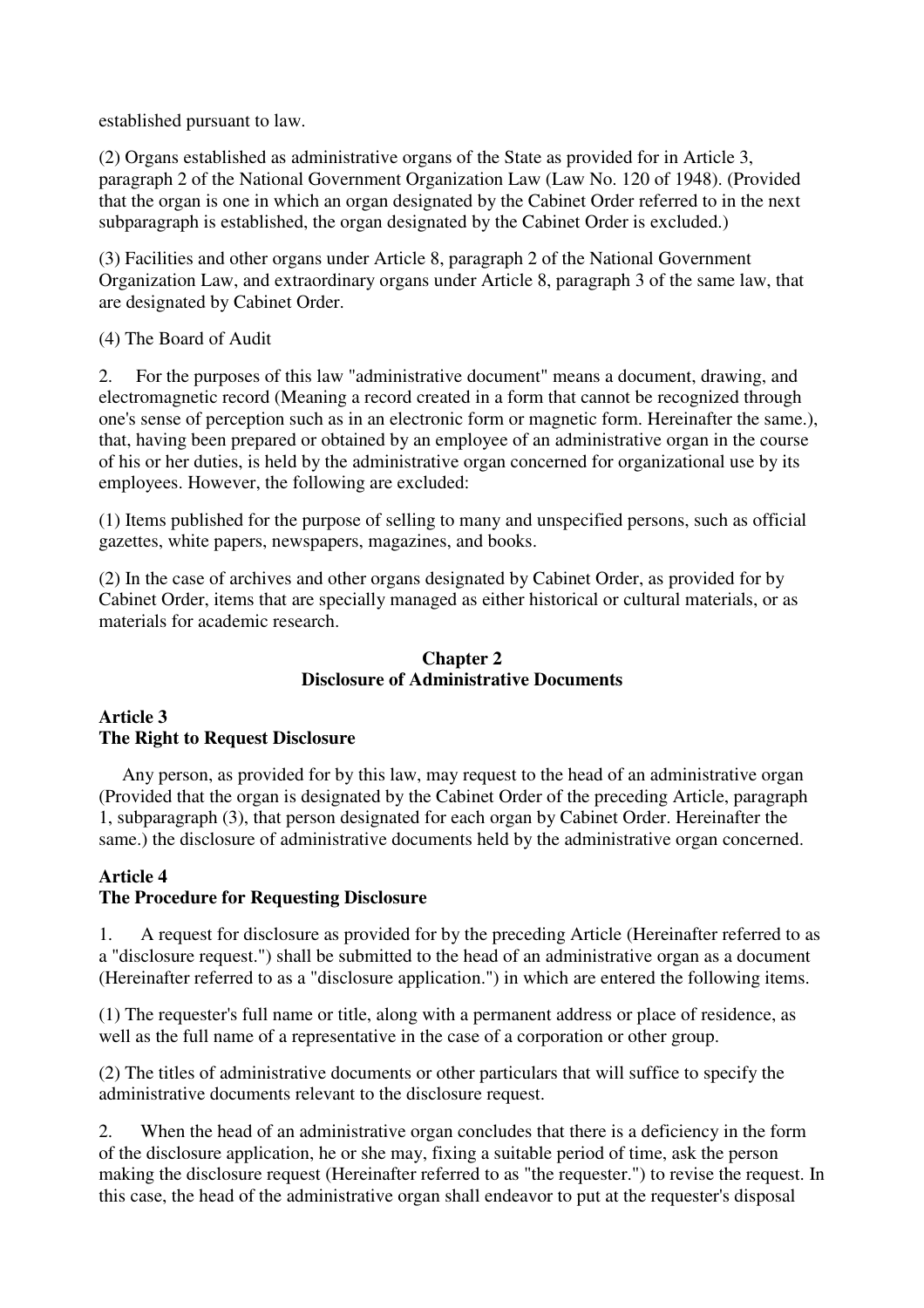established pursuant to law.

(2) Organs established as administrative organs of the State as provided for in Article 3, paragraph 2 of the National Government Organization Law (Law No. 120 of 1948). (Provided that the organ is one in which an organ designated by the Cabinet Order referred to in the next subparagraph is established, the organ designated by the Cabinet Order is excluded.)

(3) Facilities and other organs under Article 8, paragraph 2 of the National Government Organization Law, and extraordinary organs under Article 8, paragraph 3 of the same law, that are designated by Cabinet Order.

(4) The Board of Audit

2. For the purposes of this law "administrative document" means a document, drawing, and electromagnetic record (Meaning a record created in a form that cannot be recognized through one's sense of perception such as in an electronic form or magnetic form. Hereinafter the same.), that, having been prepared or obtained by an employee of an administrative organ in the course of his or her duties, is held by the administrative organ concerned for organizational use by its employees. However, the following are excluded:

(1) Items published for the purpose of selling to many and unspecified persons, such as official gazettes, white papers, newspapers, magazines, and books.

(2) In the case of archives and other organs designated by Cabinet Order, as provided for by Cabinet Order, items that are specially managed as either historical or cultural materials, or as materials for academic research.

## Chapter 2
## Disclosure of Administrative Documents

### Article 3
### The Right to Request Disclosure

Any person, as provided for by this law, may request to the head of an administrative organ (Provided that the organ is designated by the Cabinet Order of the preceding Article, paragraph 1, subparagraph (3), that person designated for each organ by Cabinet Order. Hereinafter the same.) the disclosure of administrative documents held by the administrative organ concerned.

### Article 4
### The Procedure for Requesting Disclosure

1. A request for disclosure as provided for by the preceding Article (Hereinafter referred to as a "disclosure request.") shall be submitted to the head of an administrative organ as a document (Hereinafter referred to as a "disclosure application.") in which are entered the following items.

(1) The requester's full name or title, along with a permanent address or place of residence, as well as the full name of a representative in the case of a corporation or other group.

(2) The titles of administrative documents or other particulars that will suffice to specify the administrative documents relevant to the disclosure request.

2. When the head of an administrative organ concludes that there is a deficiency in the form of the disclosure application, he or she may, fixing a suitable period of time, ask the person making the disclosure request (Hereinafter referred to as "the requester.") to revise the request. In this case, the head of the administrative organ shall endeavor to put at the requester's disposal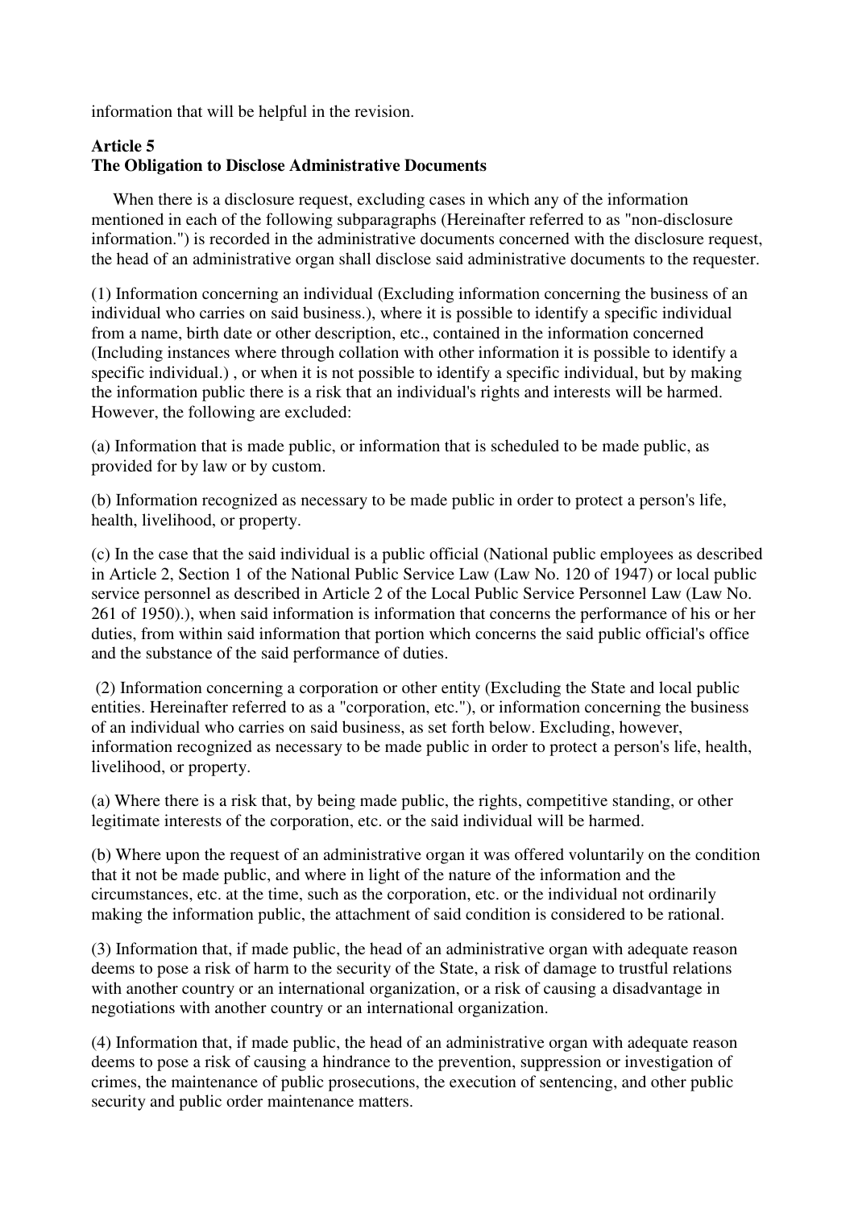information that will be helpful in the revision.

**Article 5**
**The Obligation to Disclose Administrative Documents**

When there is a disclosure request, excluding cases in which any of the information mentioned in each of the following subparagraphs (Hereinafter referred to as "non-disclosure information.") is recorded in the administrative documents concerned with the disclosure request, the head of an administrative organ shall disclose said administrative documents to the requester.

(1) Information concerning an individual (Excluding information concerning the business of an individual who carries on said business.), where it is possible to identify a specific individual from a name, birth date or other description, etc., contained in the information concerned (Including instances where through collation with other information it is possible to identify a specific individual.) , or when it is not possible to identify a specific individual, but by making the information public there is a risk that an individual's rights and interests will be harmed. However, the following are excluded:

(a) Information that is made public, or information that is scheduled to be made public, as provided for by law or by custom.

(b) Information recognized as necessary to be made public in order to protect a person's life, health, livelihood, or property.

(c) In the case that the said individual is a public official (National public employees as described in Article 2, Section 1 of the National Public Service Law (Law No. 120 of 1947) or local public service personnel as described in Article 2 of the Local Public Service Personnel Law (Law No. 261 of 1950).), when said information is information that concerns the performance of his or her duties, from within said information that portion which concerns the said public official's office and the substance of the said performance of duties.

(2) Information concerning a corporation or other entity (Excluding the State and local public entities. Hereinafter referred to as a "corporation, etc."), or information concerning the business of an individual who carries on said business, as set forth below. Excluding, however, information recognized as necessary to be made public in order to protect a person's life, health, livelihood, or property.

(a) Where there is a risk that, by being made public, the rights, competitive standing, or other legitimate interests of the corporation, etc. or the said individual will be harmed.

(b) Where upon the request of an administrative organ it was offered voluntarily on the condition that it not be made public, and where in light of the nature of the information and the circumstances, etc. at the time, such as the corporation, etc. or the individual not ordinarily making the information public, the attachment of said condition is considered to be rational.

(3) Information that, if made public, the head of an administrative organ with adequate reason deems to pose a risk of harm to the security of the State, a risk of damage to trustful relations with another country or an international organization, or a risk of causing a disadvantage in negotiations with another country or an international organization.

(4) Information that, if made public, the head of an administrative organ with adequate reason deems to pose a risk of causing a hindrance to the prevention, suppression or investigation of crimes, the maintenance of public prosecutions, the execution of sentencing, and other public security and public order maintenance matters.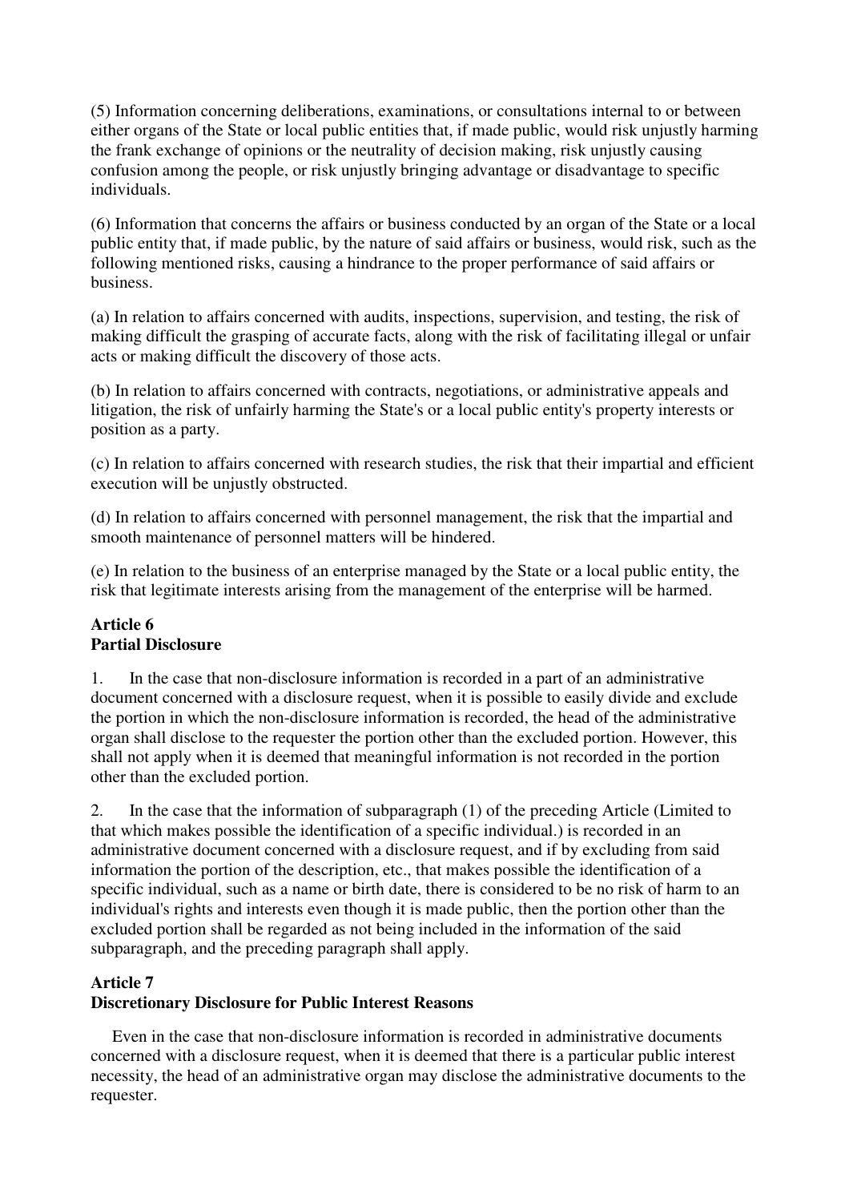(5) Information concerning deliberations, examinations, or consultations internal to or between either organs of the State or local public entities that, if made public, would risk unjustly harming the frank exchange of opinions or the neutrality of decision making, risk unjustly causing confusion among the people, or risk unjustly bringing advantage or disadvantage to specific individuals.

(6) Information that concerns the affairs or business conducted by an organ of the State or a local public entity that, if made public, by the nature of said affairs or business, would risk, such as the following mentioned risks, causing a hindrance to the proper performance of said affairs or business.

(a) In relation to affairs concerned with audits, inspections, supervision, and testing, the risk of making difficult the grasping of accurate facts, along with the risk of facilitating illegal or unfair acts or making difficult the discovery of those acts.

(b) In relation to affairs concerned with contracts, negotiations, or administrative appeals and litigation, the risk of unfairly harming the State's or a local public entity's property interests or position as a party.

(c) In relation to affairs concerned with research studies, the risk that their impartial and efficient execution will be unjustly obstructed.

(d) In relation to affairs concerned with personnel management, the risk that the impartial and smooth maintenance of personnel matters will be hindered.

(e) In relation to the business of an enterprise managed by the State or a local public entity, the risk that legitimate interests arising from the management of the enterprise will be harmed.

### Article 6
### Partial Disclosure

1. In the case that non-disclosure information is recorded in a part of an administrative document concerned with a disclosure request, when it is possible to easily divide and exclude the portion in which the non-disclosure information is recorded, the head of the administrative organ shall disclose to the requester the portion other than the excluded portion. However, this shall not apply when it is deemed that meaningful information is not recorded in the portion other than the excluded portion.

2. In the case that the information of subparagraph (1) of the preceding Article (Limited to that which makes possible the identification of a specific individual.) is recorded in an administrative document concerned with a disclosure request, and if by excluding from said information the portion of the description, etc., that makes possible the identification of a specific individual, such as a name or birth date, there is considered to be no risk of harm to an individual's rights and interests even though it is made public, then the portion other than the excluded portion shall be regarded as not being included in the information of the said subparagraph, and the preceding paragraph shall apply.

### Article 7
### Discretionary Disclosure for Public Interest Reasons

Even in the case that non-disclosure information is recorded in administrative documents concerned with a disclosure request, when it is deemed that there is a particular public interest necessity, the head of an administrative organ may disclose the administrative documents to the requester.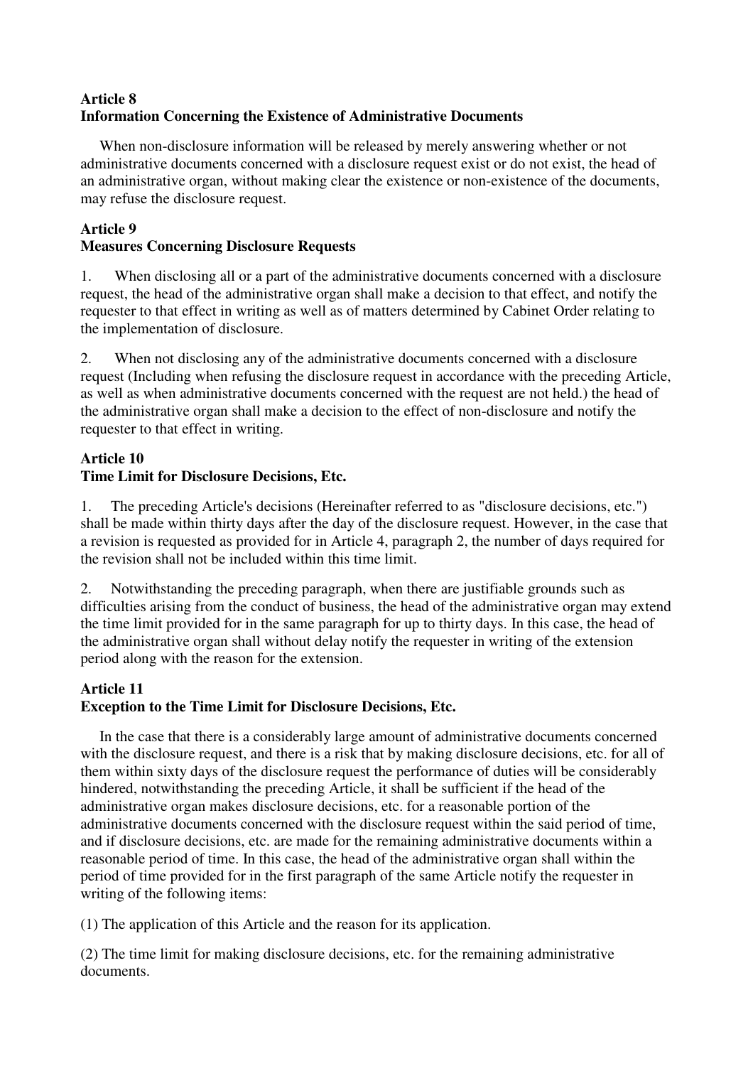**Article 8**
**Information Concerning the Existence of Administrative Documents**

When non-disclosure information will be released by merely answering whether or not administrative documents concerned with a disclosure request exist or do not exist, the head of an administrative organ, without making clear the existence or non-existence of the documents, may refuse the disclosure request.

**Article 9**
**Measures Concerning Disclosure Requests**

1. When disclosing all or a part of the administrative documents concerned with a disclosure request, the head of the administrative organ shall make a decision to that effect, and notify the requester to that effect in writing as well as of matters determined by Cabinet Order relating to the implementation of disclosure.

2. When not disclosing any of the administrative documents concerned with a disclosure request (Including when refusing the disclosure request in accordance with the preceding Article, as well as when administrative documents concerned with the request are not held.) the head of the administrative organ shall make a decision to the effect of non-disclosure and notify the requester to that effect in writing.

**Article 10**
**Time Limit for Disclosure Decisions, Etc.**

1. The preceding Article's decisions (Hereinafter referred to as "disclosure decisions, etc.") shall be made within thirty days after the day of the disclosure request. However, in the case that a revision is requested as provided for in Article 4, paragraph 2, the number of days required for the revision shall not be included within this time limit.

2. Notwithstanding the preceding paragraph, when there are justifiable grounds such as difficulties arising from the conduct of business, the head of the administrative organ may extend the time limit provided for in the same paragraph for up to thirty days. In this case, the head of the administrative organ shall without delay notify the requester in writing of the extension period along with the reason for the extension.

**Article 11**
**Exception to the Time Limit for Disclosure Decisions, Etc.**

In the case that there is a considerably large amount of administrative documents concerned with the disclosure request, and there is a risk that by making disclosure decisions, etc. for all of them within sixty days of the disclosure request the performance of duties will be considerably hindered, notwithstanding the preceding Article, it shall be sufficient if the head of the administrative organ makes disclosure decisions, etc. for a reasonable portion of the administrative documents concerned with the disclosure request within the said period of time, and if disclosure decisions, etc. are made for the remaining administrative documents within a reasonable period of time. In this case, the head of the administrative organ shall within the period of time provided for in the first paragraph of the same Article notify the requester in writing of the following items:

(1) The application of this Article and the reason for its application.

(2) The time limit for making disclosure decisions, etc. for the remaining administrative documents.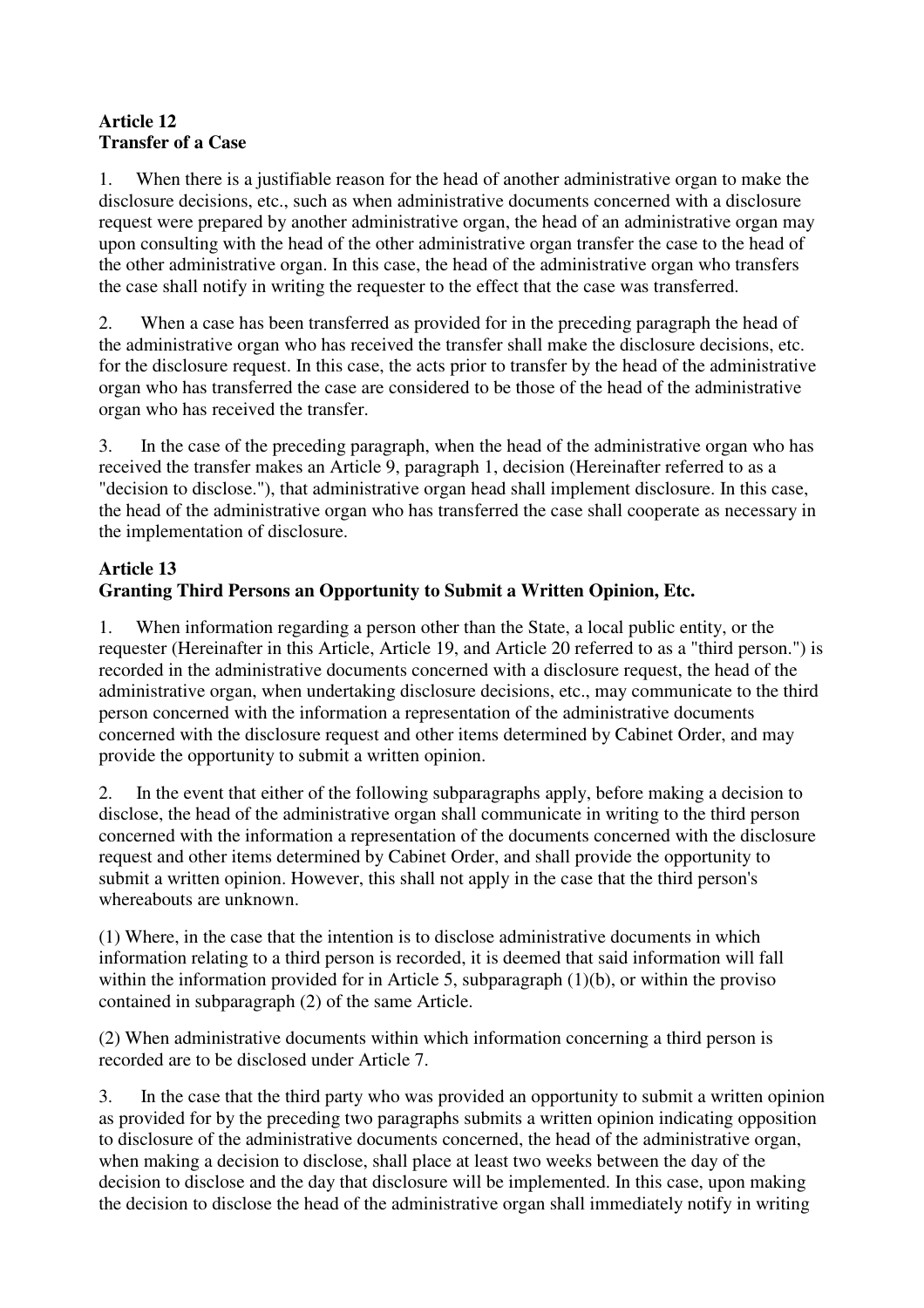**Article 12**
**Transfer of a Case**

1. When there is a justifiable reason for the head of another administrative organ to make the disclosure decisions, etc., such as when administrative documents concerned with a disclosure request were prepared by another administrative organ, the head of an administrative organ may upon consulting with the head of the other administrative organ transfer the case to the head of the other administrative organ. In this case, the head of the administrative organ who transfers the case shall notify in writing the requester to the effect that the case was transferred.

2. When a case has been transferred as provided for in the preceding paragraph the head of the administrative organ who has received the transfer shall make the disclosure decisions, etc. for the disclosure request. In this case, the acts prior to transfer by the head of the administrative organ who has transferred the case are considered to be those of the head of the administrative organ who has received the transfer.

3. In the case of the preceding paragraph, when the head of the administrative organ who has received the transfer makes an Article 9, paragraph 1, decision (Hereinafter referred to as a "decision to disclose."), that administrative organ head shall implement disclosure. In this case, the head of the administrative organ who has transferred the case shall cooperate as necessary in the implementation of disclosure.

**Article 13**
**Granting Third Persons an Opportunity to Submit a Written Opinion, Etc.**

1. When information regarding a person other than the State, a local public entity, or the requester (Hereinafter in this Article, Article 19, and Article 20 referred to as a "third person.") is recorded in the administrative documents concerned with a disclosure request, the head of the administrative organ, when undertaking disclosure decisions, etc., may communicate to the third person concerned with the information a representation of the administrative documents concerned with the disclosure request and other items determined by Cabinet Order, and may provide the opportunity to submit a written opinion.

2. In the event that either of the following subparagraphs apply, before making a decision to disclose, the head of the administrative organ shall communicate in writing to the third person concerned with the information a representation of the documents concerned with the disclosure request and other items determined by Cabinet Order, and shall provide the opportunity to submit a written opinion. However, this shall not apply in the case that the third person's whereabouts are unknown.

(1) Where, in the case that the intention is to disclose administrative documents in which information relating to a third person is recorded, it is deemed that said information will fall within the information provided for in Article 5, subparagraph (1)(b), or within the proviso contained in subparagraph (2) of the same Article.

(2) When administrative documents within which information concerning a third person is recorded are to be disclosed under Article 7.

3. In the case that the third party who was provided an opportunity to submit a written opinion as provided for by the preceding two paragraphs submits a written opinion indicating opposition to disclosure of the administrative documents concerned, the head of the administrative organ, when making a decision to disclose, shall place at least two weeks between the day of the decision to disclose and the day that disclosure will be implemented. In this case, upon making the decision to disclose the head of the administrative organ shall immediately notify in writing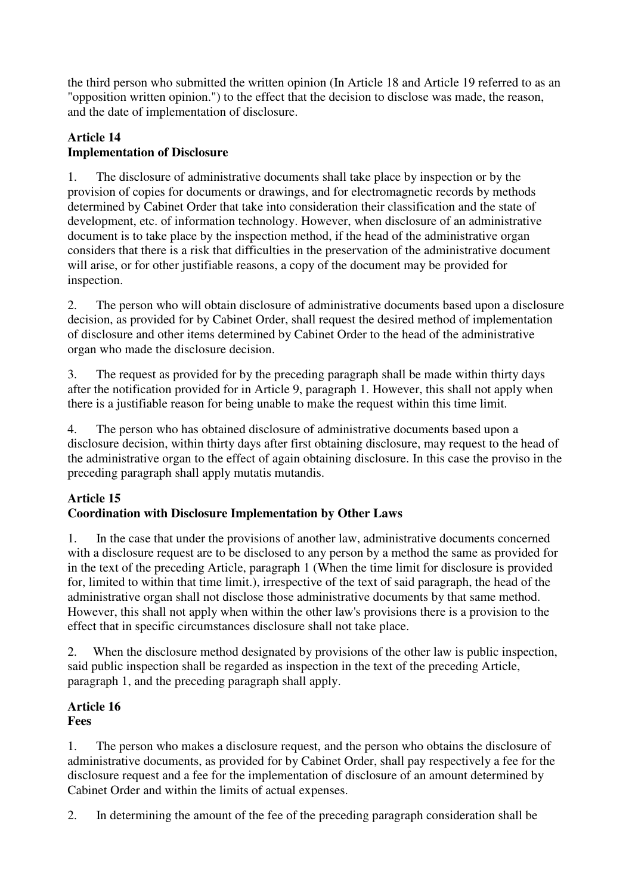the third person who submitted the written opinion (In Article 18 and Article 19 referred to as an "opposition written opinion.") to the effect that the decision to disclose was made, the reason, and the date of implementation of disclosure.

### Article 14
### Implementation of Disclosure

1. The disclosure of administrative documents shall take place by inspection or by the provision of copies for documents or drawings, and for electromagnetic records by methods determined by Cabinet Order that take into consideration their classification and the state of development, etc. of information technology. However, when disclosure of an administrative document is to take place by the inspection method, if the head of the administrative organ considers that there is a risk that difficulties in the preservation of the administrative document will arise, or for other justifiable reasons, a copy of the document may be provided for inspection.

2. The person who will obtain disclosure of administrative documents based upon a disclosure decision, as provided for by Cabinet Order, shall request the desired method of implementation of disclosure and other items determined by Cabinet Order to the head of the administrative organ who made the disclosure decision.

3. The request as provided for by the preceding paragraph shall be made within thirty days after the notification provided for in Article 9, paragraph 1. However, this shall not apply when there is a justifiable reason for being unable to make the request within this time limit.

4. The person who has obtained disclosure of administrative documents based upon a disclosure decision, within thirty days after first obtaining disclosure, may request to the head of the administrative organ to the effect of again obtaining disclosure. In this case the proviso in the preceding paragraph shall apply mutatis mutandis.

### Article 15
### Coordination with Disclosure Implementation by Other Laws

1. In the case that under the provisions of another law, administrative documents concerned with a disclosure request are to be disclosed to any person by a method the same as provided for in the text of the preceding Article, paragraph 1 (When the time limit for disclosure is provided for, limited to within that time limit.), irrespective of the text of said paragraph, the head of the administrative organ shall not disclose those administrative documents by that same method. However, this shall not apply when within the other law's provisions there is a provision to the effect that in specific circumstances disclosure shall not take place.

2. When the disclosure method designated by provisions of the other law is public inspection, said public inspection shall be regarded as inspection in the text of the preceding Article, paragraph 1, and the preceding paragraph shall apply.

### Article 16
### Fees

1. The person who makes a disclosure request, and the person who obtains the disclosure of administrative documents, as provided for by Cabinet Order, shall pay respectively a fee for the disclosure request and a fee for the implementation of disclosure of an amount determined by Cabinet Order and within the limits of actual expenses.

2. In determining the amount of the fee of the preceding paragraph consideration shall be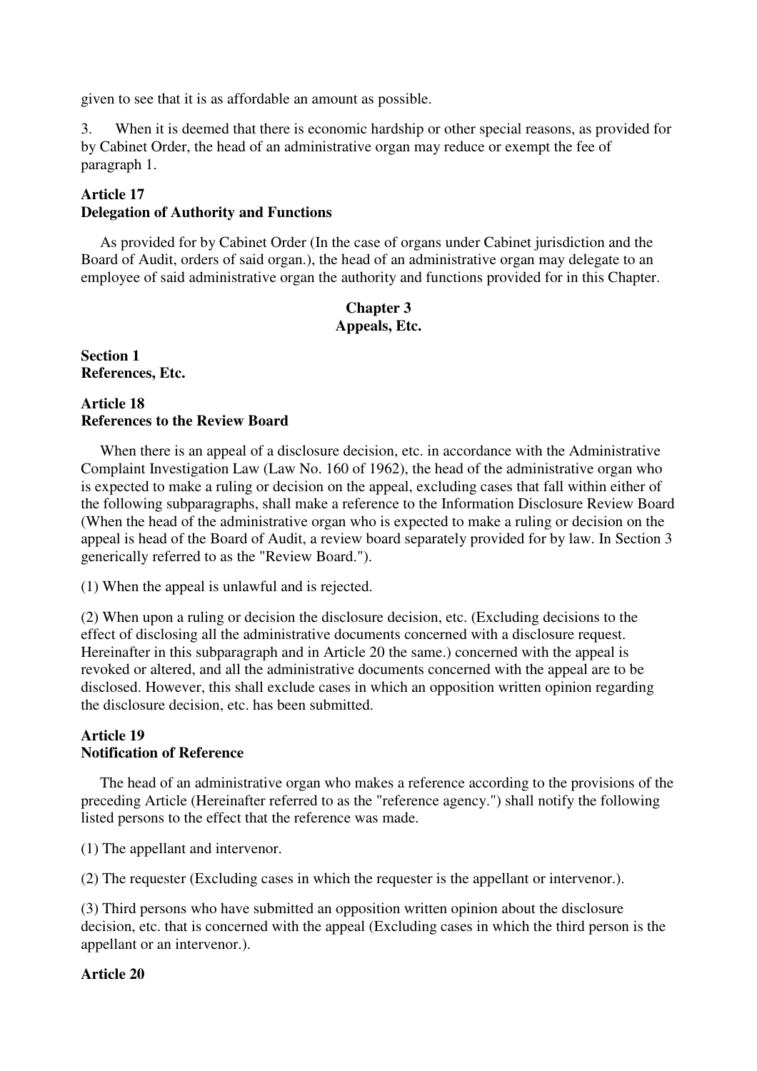given to see that it is as affordable an amount as possible.

3. When it is deemed that there is economic hardship or other special reasons, as provided for by Cabinet Order, the head of an administrative organ may reduce or exempt the fee of paragraph 1.

**Article 17**
**Delegation of Authority and Functions**

As provided for by Cabinet Order (In the case of organs under Cabinet jurisdiction and the Board of Audit, orders of said organ.), the head of an administrative organ may delegate to an employee of said administrative organ the authority and functions provided for in this Chapter.

## Chapter 3
## Appeals, Etc.

**Section 1**
**References, Etc.**

**Article 18**
**References to the Review Board**

When there is an appeal of a disclosure decision, etc. in accordance with the Administrative Complaint Investigation Law (Law No. 160 of 1962), the head of the administrative organ who is expected to make a ruling or decision on the appeal, excluding cases that fall within either of the following subparagraphs, shall make a reference to the Information Disclosure Review Board (When the head of the administrative organ who is expected to make a ruling or decision on the appeal is head of the Board of Audit, a review board separately provided for by law. In Section 3 generically referred to as the "Review Board.").

(1) When the appeal is unlawful and is rejected.

(2) When upon a ruling or decision the disclosure decision, etc. (Excluding decisions to the effect of disclosing all the administrative documents concerned with a disclosure request. Hereinafter in this subparagraph and in Article 20 the same.) concerned with the appeal is revoked or altered, and all the administrative documents concerned with the appeal are to be disclosed. However, this shall exclude cases in which an opposition written opinion regarding the disclosure decision, etc. has been submitted.

**Article 19**
**Notification of Reference**

The head of an administrative organ who makes a reference according to the provisions of the preceding Article (Hereinafter referred to as the "reference agency.") shall notify the following listed persons to the effect that the reference was made.

(1) The appellant and intervenor.

(2) The requester (Excluding cases in which the requester is the appellant or intervenor.).

(3) Third persons who have submitted an opposition written opinion about the disclosure decision, etc. that is concerned with the appeal (Excluding cases in which the third person is the appellant or an intervenor.).

**Article 20**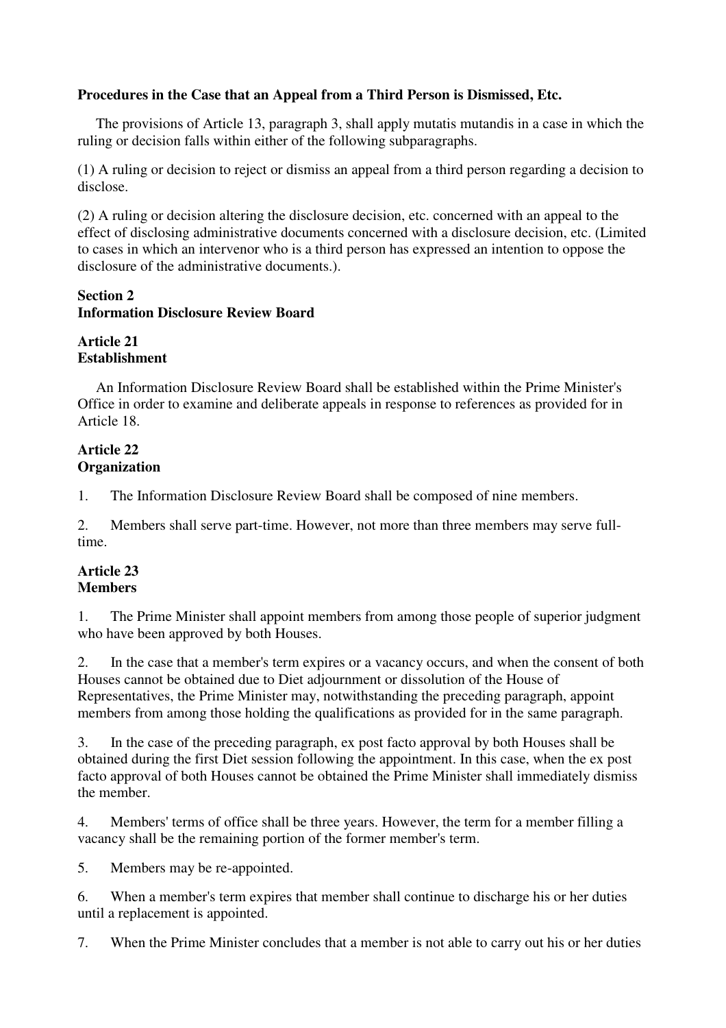**Procedures in the Case that an Appeal from a Third Person is Dismissed, Etc.**

The provisions of Article 13, paragraph 3, shall apply mutatis mutandis in a case in which the ruling or decision falls within either of the following subparagraphs.

(1) A ruling or decision to reject or dismiss an appeal from a third person regarding a decision to disclose.

(2) A ruling or decision altering the disclosure decision, etc. concerned with an appeal to the effect of disclosing administrative documents concerned with a disclosure decision, etc. (Limited to cases in which an intervenor who is a third person has expressed an intention to oppose the disclosure of the administrative documents.).

## Section 2
## Information Disclosure Review Board

### Article 21
### Establishment

An Information Disclosure Review Board shall be established within the Prime Minister's Office in order to examine and deliberate appeals in response to references as provided for in Article 18.

### Article 22
### Organization

1. The Information Disclosure Review Board shall be composed of nine members.

2. Members shall serve part-time. However, not more than three members may serve full-time.

### Article 23
### Members

1. The Prime Minister shall appoint members from among those people of superior judgment who have been approved by both Houses.

2. In the case that a member's term expires or a vacancy occurs, and when the consent of both Houses cannot be obtained due to Diet adjournment or dissolution of the House of Representatives, the Prime Minister may, notwithstanding the preceding paragraph, appoint members from among those holding the qualifications as provided for in the same paragraph.

3. In the case of the preceding paragraph, ex post facto approval by both Houses shall be obtained during the first Diet session following the appointment. In this case, when the ex post facto approval of both Houses cannot be obtained the Prime Minister shall immediately dismiss the member.

4. Members' terms of office shall be three years. However, the term for a member filling a vacancy shall be the remaining portion of the former member's term.

5. Members may be re-appointed.

6. When a member's term expires that member shall continue to discharge his or her duties until a replacement is appointed.

7. When the Prime Minister concludes that a member is not able to carry out his or her duties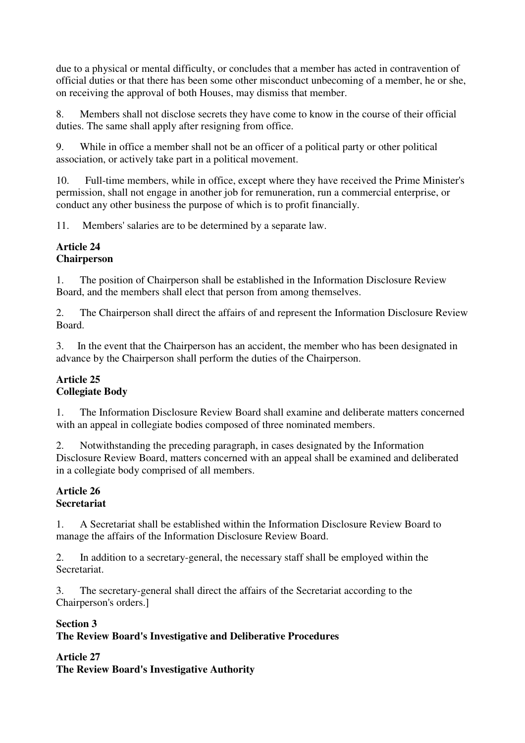due to a physical or mental difficulty, or concludes that a member has acted in contravention of official duties or that there has been some other misconduct unbecoming of a member, he or she, on receiving the approval of both Houses, may dismiss that member.

8. Members shall not disclose secrets they have come to know in the course of their official duties. The same shall apply after resigning from office.

9. While in office a member shall not be an officer of a political party or other political association, or actively take part in a political movement.

10. Full-time members, while in office, except where they have received the Prime Minister's permission, shall not engage in another job for remuneration, run a commercial enterprise, or conduct any other business the purpose of which is to profit financially.

11. Members' salaries are to be determined by a separate law.

**Article 24**
**Chairperson**

1. The position of Chairperson shall be established in the Information Disclosure Review Board, and the members shall elect that person from among themselves.

2. The Chairperson shall direct the affairs of and represent the Information Disclosure Review Board.

3. In the event that the Chairperson has an accident, the member who has been designated in advance by the Chairperson shall perform the duties of the Chairperson.

**Article 25**
**Collegiate Body**

1. The Information Disclosure Review Board shall examine and deliberate matters concerned with an appeal in collegiate bodies composed of three nominated members.

2. Notwithstanding the preceding paragraph, in cases designated by the Information Disclosure Review Board, matters concerned with an appeal shall be examined and deliberated in a collegiate body comprised of all members.

**Article 26**
**Secretariat**

1. A Secretariat shall be established within the Information Disclosure Review Board to manage the affairs of the Information Disclosure Review Board.

2. In addition to a secretary-general, the necessary staff shall be employed within the Secretariat.

3. The secretary-general shall direct the affairs of the Secretariat according to the Chairperson's orders.]

**Section 3**
**The Review Board's Investigative and Deliberative Procedures**

**Article 27**
**The Review Board's Investigative Authority**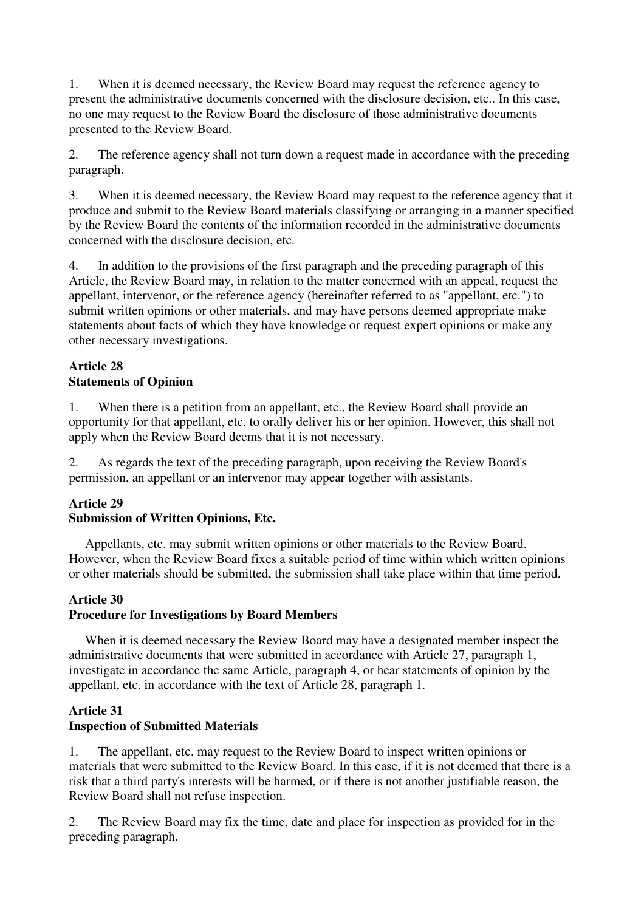1. When it is deemed necessary, the Review Board may request the reference agency to present the administrative documents concerned with the disclosure decision, etc.. In this case, no one may request to the Review Board the disclosure of those administrative documents presented to the Review Board.

2. The reference agency shall not turn down a request made in accordance with the preceding paragraph.

3. When it is deemed necessary, the Review Board may request to the reference agency that it produce and submit to the Review Board materials classifying or arranging in a manner specified by the Review Board the contents of the information recorded in the administrative documents concerned with the disclosure decision, etc.

4. In addition to the provisions of the first paragraph and the preceding paragraph of this Article, the Review Board may, in relation to the matter concerned with an appeal, request the appellant, intervenor, or the reference agency (hereinafter referred to as "appellant, etc.") to submit written opinions or other materials, and may have persons deemed appropriate make statements about facts of which they have knowledge or request expert opinions or make any other necessary investigations.

### Article 28
### Statements of Opinion

1. When there is a petition from an appellant, etc., the Review Board shall provide an opportunity for that appellant, etc. to orally deliver his or her opinion. However, this shall not apply when the Review Board deems that it is not necessary.

2. As regards the text of the preceding paragraph, upon receiving the Review Board's permission, an appellant or an intervenor may appear together with assistants.

### Article 29
### Submission of Written Opinions, Etc.

Appellants, etc. may submit written opinions or other materials to the Review Board. However, when the Review Board fixes a suitable period of time within which written opinions or other materials should be submitted, the submission shall take place within that time period.

### Article 30
### Procedure for Investigations by Board Members

When it is deemed necessary the Review Board may have a designated member inspect the administrative documents that were submitted in accordance with Article 27, paragraph 1, investigate in accordance the same Article, paragraph 4, or hear statements of opinion by the appellant, etc. in accordance with the text of Article 28, paragraph 1.

### Article 31
### Inspection of Submitted Materials

1. The appellant, etc. may request to the Review Board to inspect written opinions or materials that were submitted to the Review Board. In this case, if it is not deemed that there is a risk that a third party's interests will be harmed, or if there is not another justifiable reason, the Review Board shall not refuse inspection.

2. The Review Board may fix the time, date and place for inspection as provided for in the preceding paragraph.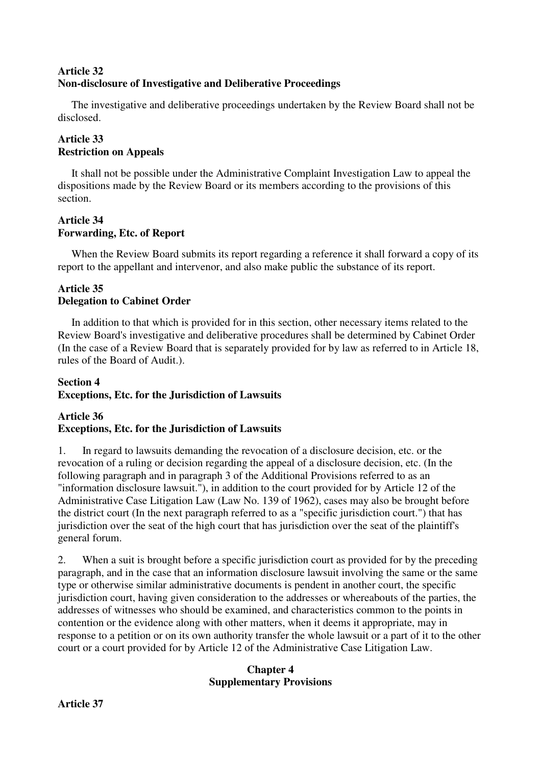**Article 32**
**Non-disclosure of Investigative and Deliberative Proceedings**

The investigative and deliberative proceedings undertaken by the Review Board shall not be disclosed.

**Article 33**
**Restriction on Appeals**

It shall not be possible under the Administrative Complaint Investigation Law to appeal the dispositions made by the Review Board or its members according to the provisions of this section.

**Article 34**
**Forwarding, Etc. of Report**

When the Review Board submits its report regarding a reference it shall forward a copy of its report to the appellant and intervenor, and also make public the substance of its report.

**Article 35**
**Delegation to Cabinet Order**

In addition to that which is provided for in this section, other necessary items related to the Review Board's investigative and deliberative procedures shall be determined by Cabinet Order (In the case of a Review Board that is separately provided for by law as referred to in Article 18, rules of the Board of Audit.).

**Section 4**
**Exceptions, Etc. for the Jurisdiction of Lawsuits**

**Article 36**
**Exceptions, Etc. for the Jurisdiction of Lawsuits**

1. In regard to lawsuits demanding the revocation of a disclosure decision, etc. or the revocation of a ruling or decision regarding the appeal of a disclosure decision, etc. (In the following paragraph and in paragraph 3 of the Additional Provisions referred to as an "information disclosure lawsuit."), in addition to the court provided for by Article 12 of the Administrative Case Litigation Law (Law No. 139 of 1962), cases may also be brought before the district court (In the next paragraph referred to as a "specific jurisdiction court.") that has jurisdiction over the seat of the high court that has jurisdiction over the seat of the plaintiff's general forum.

2. When a suit is brought before a specific jurisdiction court as provided for by the preceding paragraph, and in the case that an information disclosure lawsuit involving the same or the same type or otherwise similar administrative documents is pendent in another court, the specific jurisdiction court, having given consideration to the addresses or whereabouts of the parties, the addresses of witnesses who should be examined, and characteristics common to the points in contention or the evidence along with other matters, when it deems it appropriate, may in response to a petition or on its own authority transfer the whole lawsuit or a part of it to the other court or a court provided for by Article 12 of the Administrative Case Litigation Law.

**Chapter 4**
**Supplementary Provisions**

**Article 37**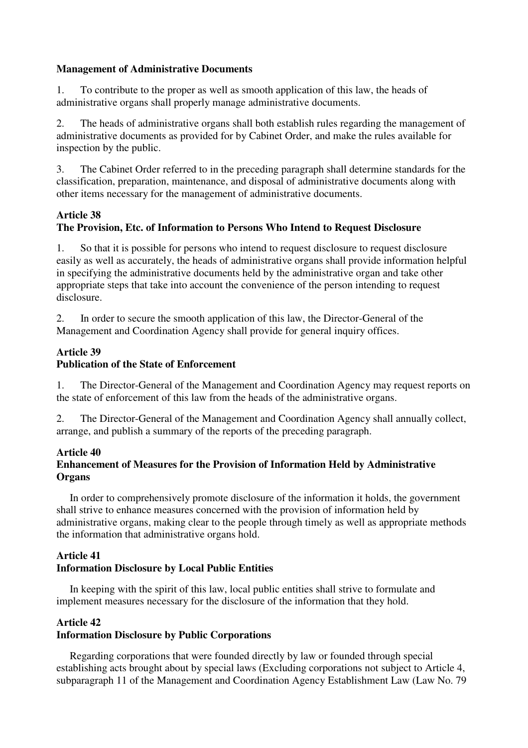**Management of Administrative Documents**

1. To contribute to the proper as well as smooth application of this law, the heads of administrative organs shall properly manage administrative documents.

2. The heads of administrative organs shall both establish rules regarding the management of administrative documents as provided for by Cabinet Order, and make the rules available for inspection by the public.

3. The Cabinet Order referred to in the preceding paragraph shall determine standards for the classification, preparation, maintenance, and disposal of administrative documents along with other items necessary for the management of administrative documents.

### Article 38
### The Provision, Etc. of Information to Persons Who Intend to Request Disclosure

1. So that it is possible for persons who intend to request disclosure to request disclosure easily as well as accurately, the heads of administrative organs shall provide information helpful in specifying the administrative documents held by the administrative organ and take other appropriate steps that take into account the convenience of the person intending to request disclosure.

2. In order to secure the smooth application of this law, the Director-General of the Management and Coordination Agency shall provide for general inquiry offices.

### Article 39
### Publication of the State of Enforcement

1. The Director-General of the Management and Coordination Agency may request reports on the state of enforcement of this law from the heads of the administrative organs.

2. The Director-General of the Management and Coordination Agency shall annually collect, arrange, and publish a summary of the reports of the preceding paragraph.

### Article 40
### Enhancement of Measures for the Provision of Information Held by Administrative Organs

In order to comprehensively promote disclosure of the information it holds, the government shall strive to enhance measures concerned with the provision of information held by administrative organs, making clear to the people through timely as well as appropriate methods the information that administrative organs hold.

### Article 41
### Information Disclosure by Local Public Entities

In keeping with the spirit of this law, local public entities shall strive to formulate and implement measures necessary for the disclosure of the information that they hold.

### Article 42
### Information Disclosure by Public Corporations

Regarding corporations that were founded directly by law or founded through special establishing acts brought about by special laws (Excluding corporations not subject to Article 4, subparagraph 11 of the Management and Coordination Agency Establishment Law (Law No. 79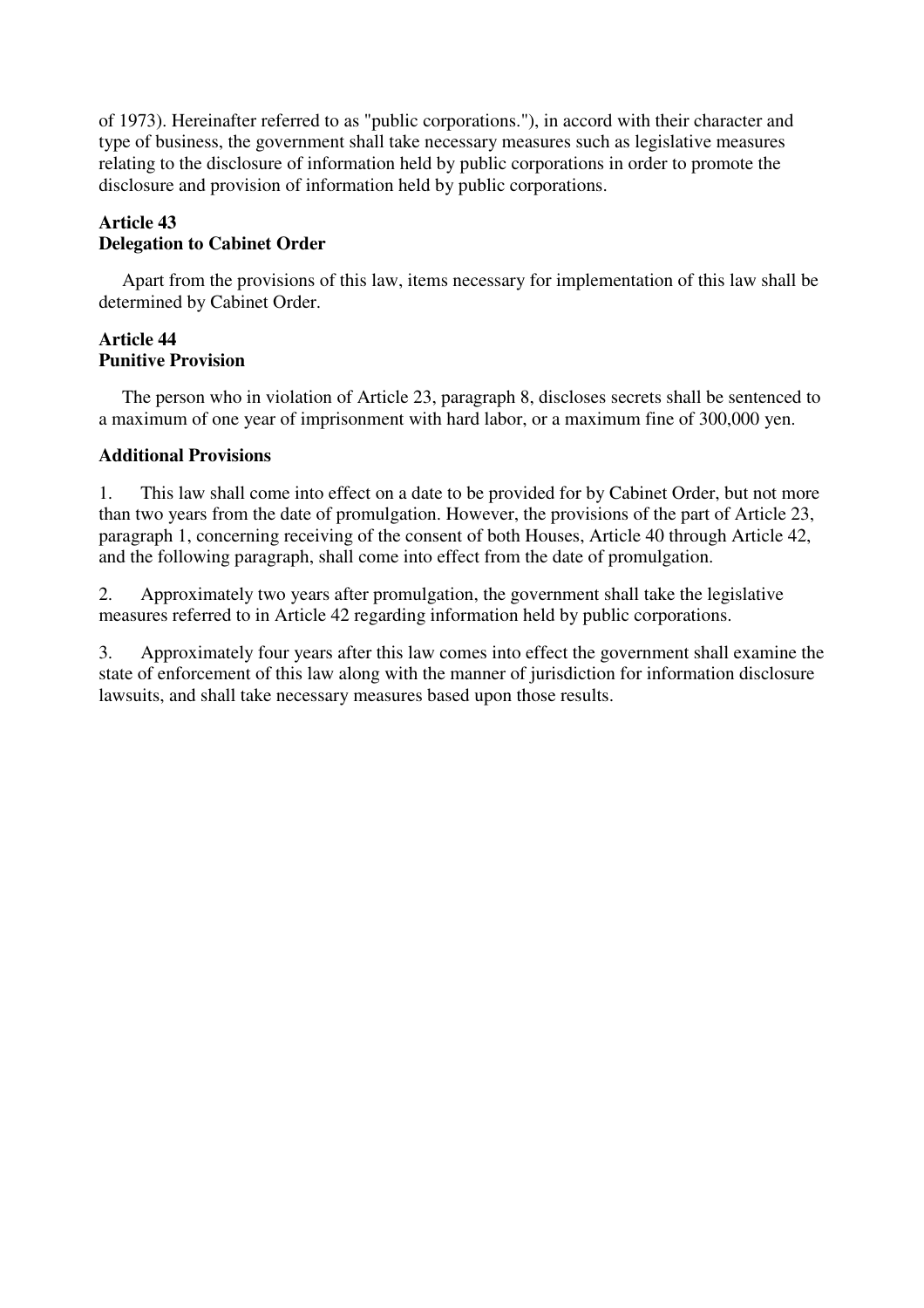of 1973). Hereinafter referred to as "public corporations."), in accord with their character and type of business, the government shall take necessary measures such as legislative measures relating to the disclosure of information held by public corporations in order to promote the disclosure and provision of information held by public corporations.

### Article 43
### Delegation to Cabinet Order

Apart from the provisions of this law, items necessary for implementation of this law shall be determined by Cabinet Order.

### Article 44
### Punitive Provision

The person who in violation of Article 23, paragraph 8, discloses secrets shall be sentenced to a maximum of one year of imprisonment with hard labor, or a maximum fine of 300,000 yen.

### Additional Provisions

1. This law shall come into effect on a date to be provided for by Cabinet Order, but not more than two years from the date of promulgation. However, the provisions of the part of Article 23, paragraph 1, concerning receiving of the consent of both Houses, Article 40 through Article 42, and the following paragraph, shall come into effect from the date of promulgation.

2. Approximately two years after promulgation, the government shall take the legislative measures referred to in Article 42 regarding information held by public corporations.

3. Approximately four years after this law comes into effect the government shall examine the state of enforcement of this law along with the manner of jurisdiction for information disclosure lawsuits, and shall take necessary measures based upon those results.